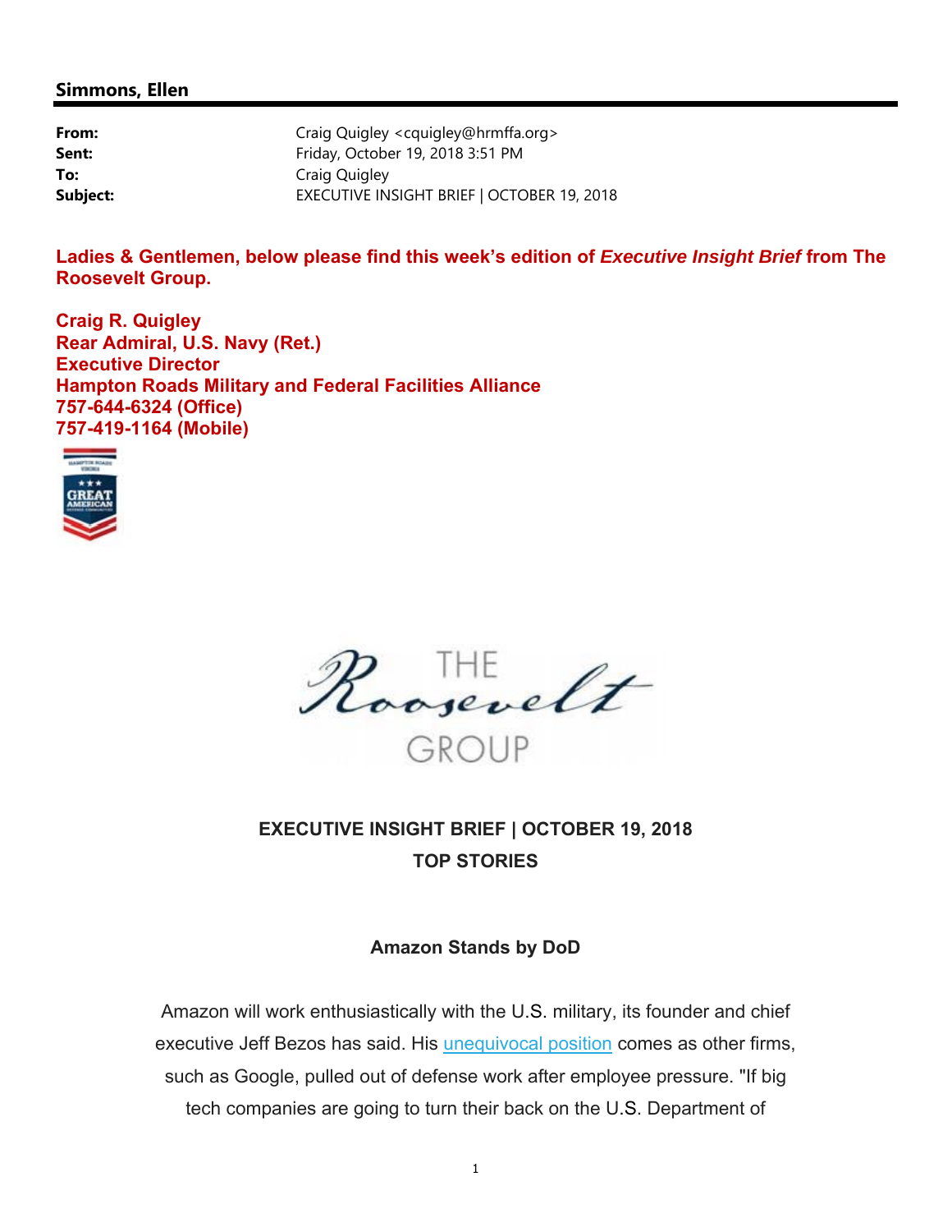**Simmons, Ellen**

| | |
|---|---|
| **From:** | Craig Quigley <cquigley@hrmffa.org> |
| **Sent:** | Friday, October 19, 2018 3:51 PM |
| **To:** | Craig Quigley |
| **Subject:** | EXECUTIVE INSIGHT BRIEF \| OCTOBER 19, 2018 |

**Ladies & Gentlemen, below please find this week's edition of *Executive Insight Brief* from The Roosevelt Group.**

**Craig R. Quigley**
**Rear Admiral, U.S. Navy (Ret.)**
**Executive Director**
**Hampton Roads Military and Federal Facilities Alliance**
**757-644-6324 (Office)**
**757-419-1164 (Mobile)**

THE Roosevelt GROUP

**EXECUTIVE INSIGHT BRIEF | OCTOBER 19, 2018**
**TOP STORIES**

### Amazon Stands by DoD

Amazon will work enthusiastically with the U.S. military, its founder and chief executive Jeff Bezos has said. His unequivocal position comes as other firms, such as Google, pulled out of defense work after employee pressure. "If big tech companies are going to turn their back on the U.S. Department of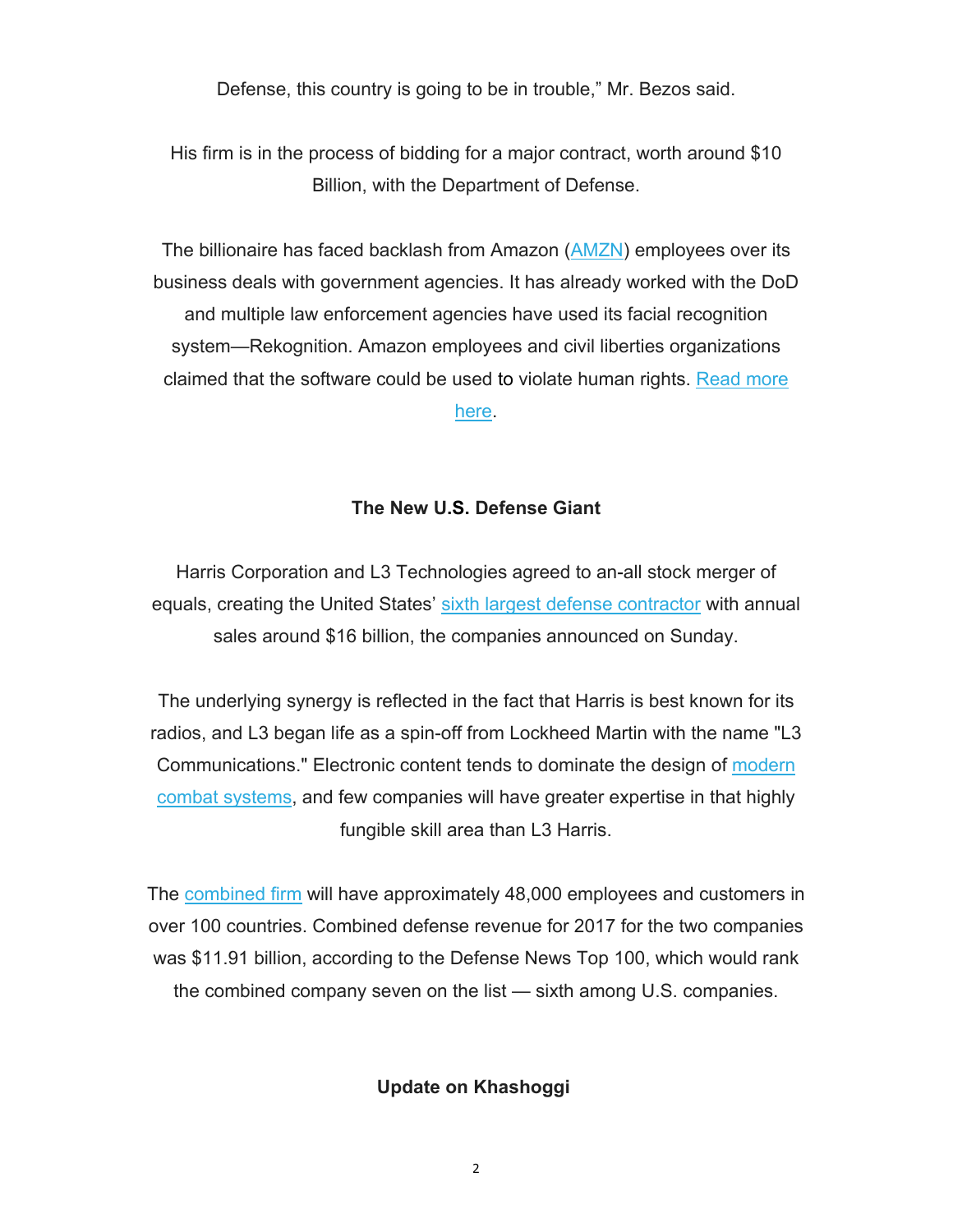Defense, this country is going to be in trouble," Mr. Bezos said.

His firm is in the process of bidding for a major contract, worth around $10 Billion, with the Department of Defense.

The billionaire has faced backlash from Amazon (AMZN) employees over its business deals with government agencies. It has already worked with the DoD and multiple law enforcement agencies have used its facial recognition system—Rekognition. Amazon employees and civil liberties organizations claimed that the software could be used to violate human rights. Read more here.

**The New U.S. Defense Giant**

Harris Corporation and L3 Technologies agreed to an-all stock merger of equals, creating the United States' sixth largest defense contractor with annual sales around $16 billion, the companies announced on Sunday.

The underlying synergy is reflected in the fact that Harris is best known for its radios, and L3 began life as a spin-off from Lockheed Martin with the name "L3 Communications." Electronic content tends to dominate the design of modern combat systems, and few companies will have greater expertise in that highly fungible skill area than L3 Harris.

The combined firm will have approximately 48,000 employees and customers in over 100 countries. Combined defense revenue for 2017 for the two companies was $11.91 billion, according to the Defense News Top 100, which would rank the combined company seven on the list — sixth among U.S. companies.

**Update on Khashoggi**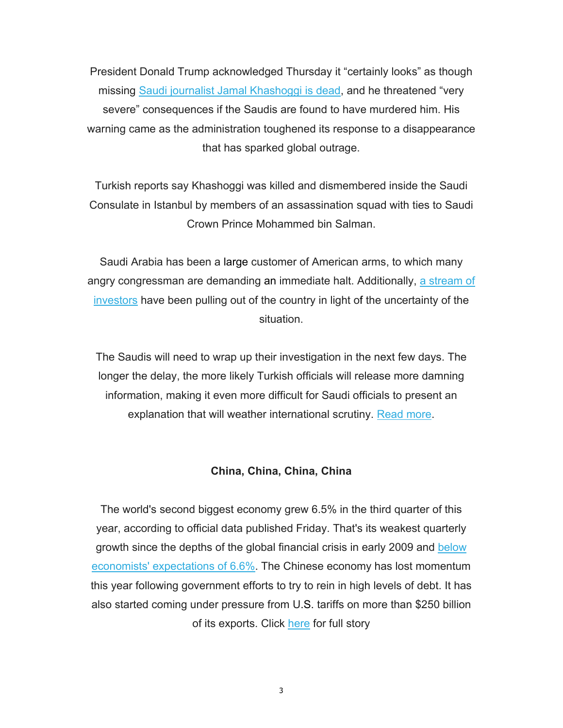President Donald Trump acknowledged Thursday it “certainly looks” as though missing [Saudi journalist Jamal Khashoggi is dead](), and he threatened “very severe” consequences if the Saudis are found to have murdered him. His warning came as the administration toughened its response to a disappearance that has sparked global outrage.

Turkish reports say Khashoggi was killed and dismembered inside the Saudi Consulate in Istanbul by members of an assassination squad with ties to Saudi Crown Prince Mohammed bin Salman.

Saudi Arabia has been a large customer of American arms, to which many angry congressman are demanding an immediate halt. Additionally, [a stream of investors]() have been pulling out of the country in light of the uncertainty of the situation.

The Saudis will need to wrap up their investigation in the next few days. The longer the delay, the more likely Turkish officials will release more damning information, making it even more difficult for Saudi officials to present an explanation that will weather international scrutiny. [Read more]().

**China, China, China, China**

The world's second biggest economy grew 6.5% in the third quarter of this year, according to official data published Friday. That's its weakest quarterly growth since the depths of the global financial crisis in early 2009 and [below economists' expectations of 6.6%](). The Chinese economy has lost momentum this year following government efforts to try to rein in high levels of debt. It has also started coming under pressure from U.S. tariffs on more than $250 billion of its exports. Click [here]() for full story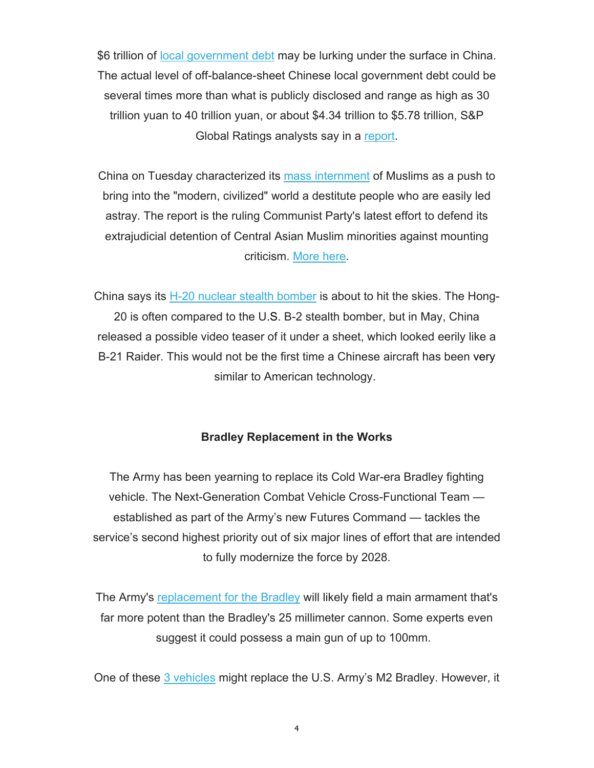$6 trillion of local government debt may be lurking under the surface in China. The actual level of off-balance-sheet Chinese local government debt could be several times more than what is publicly disclosed and range as high as 30 trillion yuan to 40 trillion yuan, or about $4.34 trillion to $5.78 trillion, S&P Global Ratings analysts say in a report.

China on Tuesday characterized its mass internment of Muslims as a push to bring into the "modern, civilized" world a destitute people who are easily led astray. The report is the ruling Communist Party's latest effort to defend its extrajudicial detention of Central Asian Muslim minorities against mounting criticism. More here.

China says its H-20 nuclear stealth bomber is about to hit the skies. The Hong-20 is often compared to the U.S. B-2 stealth bomber, but in May, China released a possible video teaser of it under a sheet, which looked eerily like a B-21 Raider. This would not be the first time a Chinese aircraft has been very similar to American technology.

**Bradley Replacement in the Works**

The Army has been yearning to replace its Cold War-era Bradley fighting vehicle. The Next-Generation Combat Vehicle Cross-Functional Team — established as part of the Army's new Futures Command — tackles the service's second highest priority out of six major lines of effort that are intended to fully modernize the force by 2028.

The Army's replacement for the Bradley will likely field a main armament that's far more potent than the Bradley's 25 millimeter cannon. Some experts even suggest it could possess a main gun of up to 100mm.

One of these 3 vehicles might replace the U.S. Army's M2 Bradley. However, it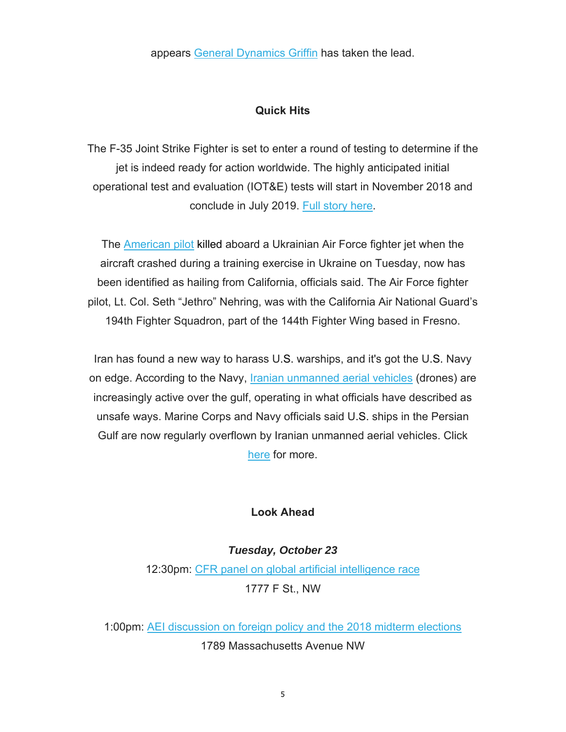appears General Dynamics Griffin has taken the lead.

## Quick Hits

The F-35 Joint Strike Fighter is set to enter a round of testing to determine if the jet is indeed ready for action worldwide. The highly anticipated initial operational test and evaluation (IOT&E) tests will start in November 2018 and conclude in July 2019. Full story here.

The American pilot killed aboard a Ukrainian Air Force fighter jet when the aircraft crashed during a training exercise in Ukraine on Tuesday, now has been identified as hailing from California, officials said. The Air Force fighter pilot, Lt. Col. Seth "Jethro" Nehring, was with the California Air National Guard's 194th Fighter Squadron, part of the 144th Fighter Wing based in Fresno.

Iran has found a new way to harass U.S. warships, and it's got the U.S. Navy on edge. According to the Navy, Iranian unmanned aerial vehicles (drones) are increasingly active over the gulf, operating in what officials have described as unsafe ways. Marine Corps and Navy officials said U.S. ships in the Persian Gulf are now regularly overflown by Iranian unmanned aerial vehicles. Click here for more.

## Look Ahead

***Tuesday, October 23***

12:30pm: CFR panel on global artificial intelligence race
1777 F St., NW

1:00pm: AEI discussion on foreign policy and the 2018 midterm elections
1789 Massachusetts Avenue NW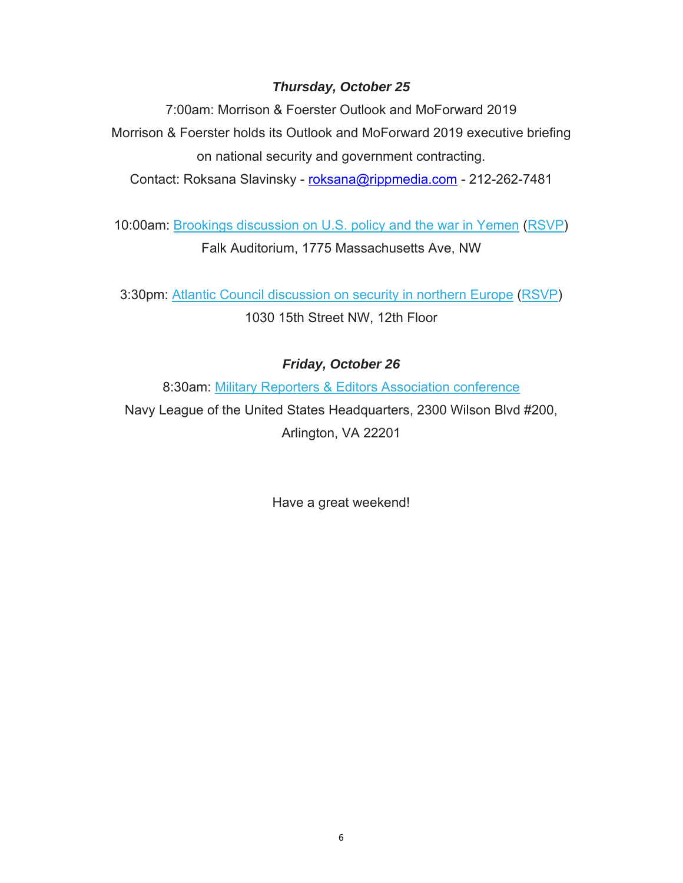***Thursday, October 25***

7:00am: Morrison & Foerster Outlook and MoForward 2019

Morrison & Foerster holds its Outlook and MoForward 2019 executive briefing on national security and government contracting.

Contact: Roksana Slavinsky - roksana@rippmedia.com - 212-262-7481

10:00am: Brookings discussion on U.S. policy and the war in Yemen (RSVP)

Falk Auditorium, 1775 Massachusetts Ave, NW

3:30pm: Atlantic Council discussion on security in northern Europe (RSVP)

1030 15th Street NW, 12th Floor

***Friday, October 26***

8:30am: Military Reporters & Editors Association conference

Navy League of the United States Headquarters, 2300 Wilson Blvd #200, Arlington, VA 22201

Have a great weekend!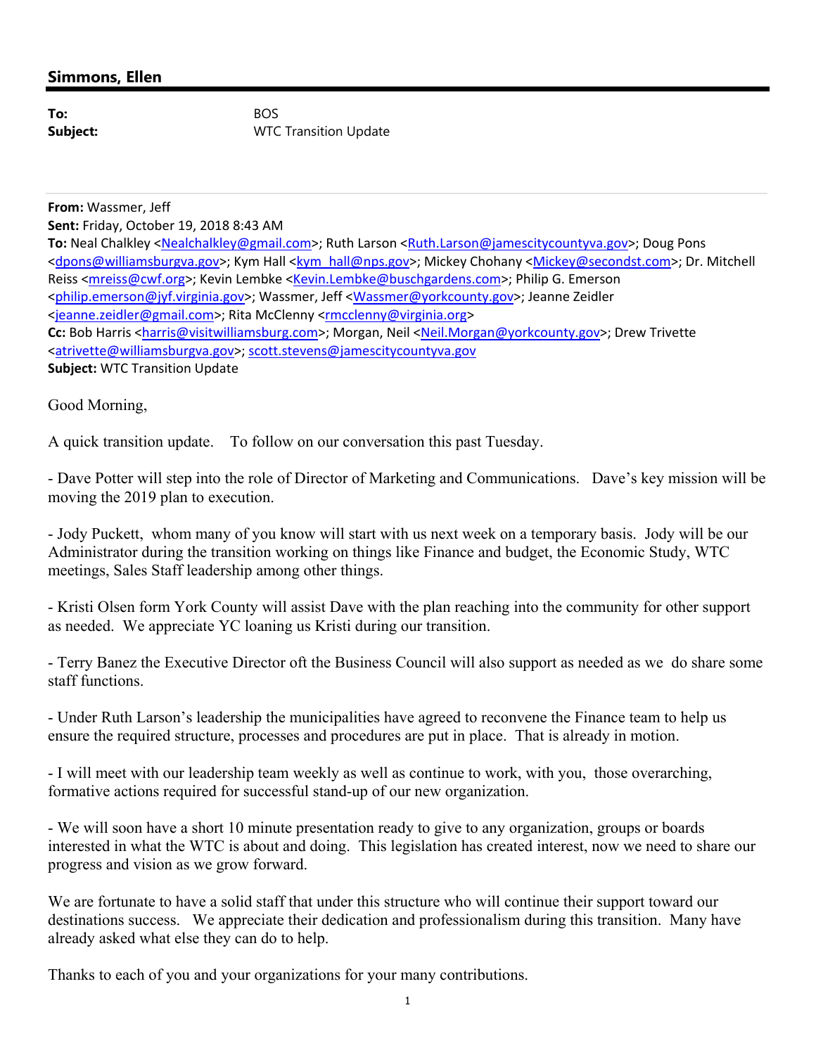## Simmons, Ellen

**To:** BOS
**Subject:** WTC Transition Update

---

**From:** Wassmer, Jeff
**Sent:** Friday, October 19, 2018 8:43 AM
**To:** Neal Chalkley <Nealchalkley@gmail.com>; Ruth Larson <Ruth.Larson@jamescitycountyva.gov>; Doug Pons <dpons@williamsburgva.gov>; Kym Hall <kym_hall@nps.gov>; Mickey Chohany <Mickey@secondst.com>; Dr. Mitchell Reiss <mreiss@cwf.org>; Kevin Lembke <Kevin.Lembke@buschgardens.com>; Philip G. Emerson <philip.emerson@jyf.virginia.gov>; Wassmer, Jeff <Wassmer@yorkcounty.gov>; Jeanne Zeidler <jeanne.zeidler@gmail.com>; Rita McClenny <rmcclenny@virginia.org>
**Cc:** Bob Harris <harris@visitwilliamsburg.com>; Morgan, Neil <Neil.Morgan@yorkcounty.gov>; Drew Trivette <atrivette@williamsburgva.gov>; scott.stevens@jamescitycountyva.gov
**Subject:** WTC Transition Update

Good Morning,

A quick transition update. To follow on our conversation this past Tuesday.

- Dave Potter will step into the role of Director of Marketing and Communications. Dave's key mission will be moving the 2019 plan to execution.

- Jody Puckett, whom many of you know will start with us next week on a temporary basis. Jody will be our Administrator during the transition working on things like Finance and budget, the Economic Study, WTC meetings, Sales Staff leadership among other things.

- Kristi Olsen form York County will assist Dave with the plan reaching into the community for other support as needed. We appreciate YC loaning us Kristi during our transition.

- Terry Banez the Executive Director oft the Business Council will also support as needed as we do share some staff functions.

- Under Ruth Larson's leadership the municipalities have agreed to reconvene the Finance team to help us ensure the required structure, processes and procedures are put in place. That is already in motion.

- I will meet with our leadership team weekly as well as continue to work, with you, those overarching, formative actions required for successful stand-up of our new organization.

- We will soon have a short 10 minute presentation ready to give to any organization, groups or boards interested in what the WTC is about and doing. This legislation has created interest, now we need to share our progress and vision as we grow forward.

We are fortunate to have a solid staff that under this structure who will continue their support toward our destinations success. We appreciate their dedication and professionalism during this transition. Many have already asked what else they can do to help.

Thanks to each of you and your organizations for your many contributions.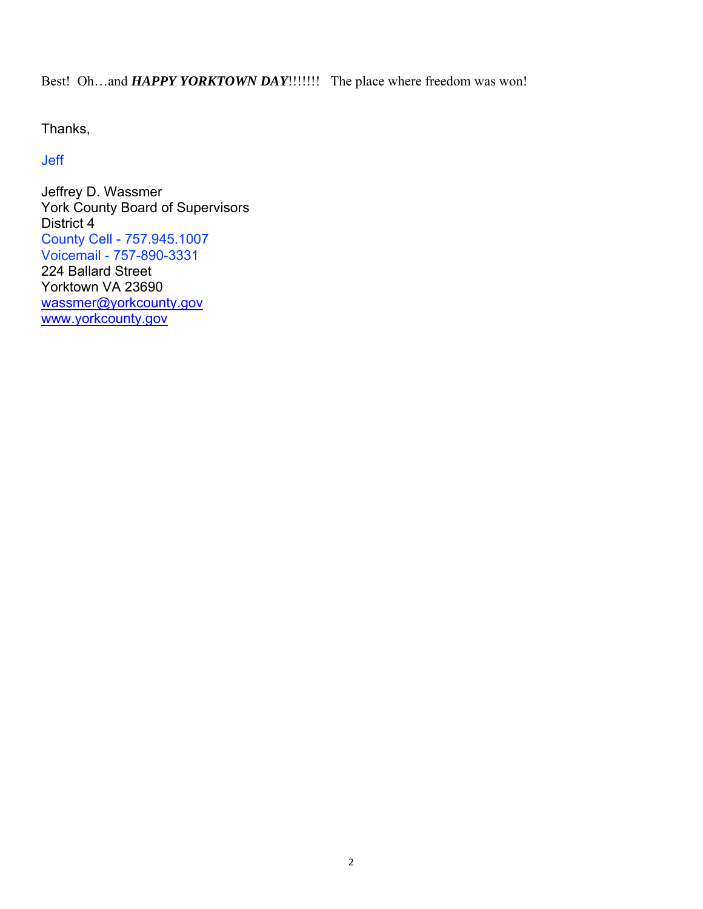Best! Oh…and ***HAPPY YORKTOWN DAY***!!!!!!! The place where freedom was won!

Thanks,

Jeff

Jeffrey D. Wassmer
York County Board of Supervisors
District 4
County Cell - 757.945.1007
Voicemail - 757-890-3331
224 Ballard Street
Yorktown VA 23690
wassmer@yorkcounty.gov
www.yorkcounty.gov